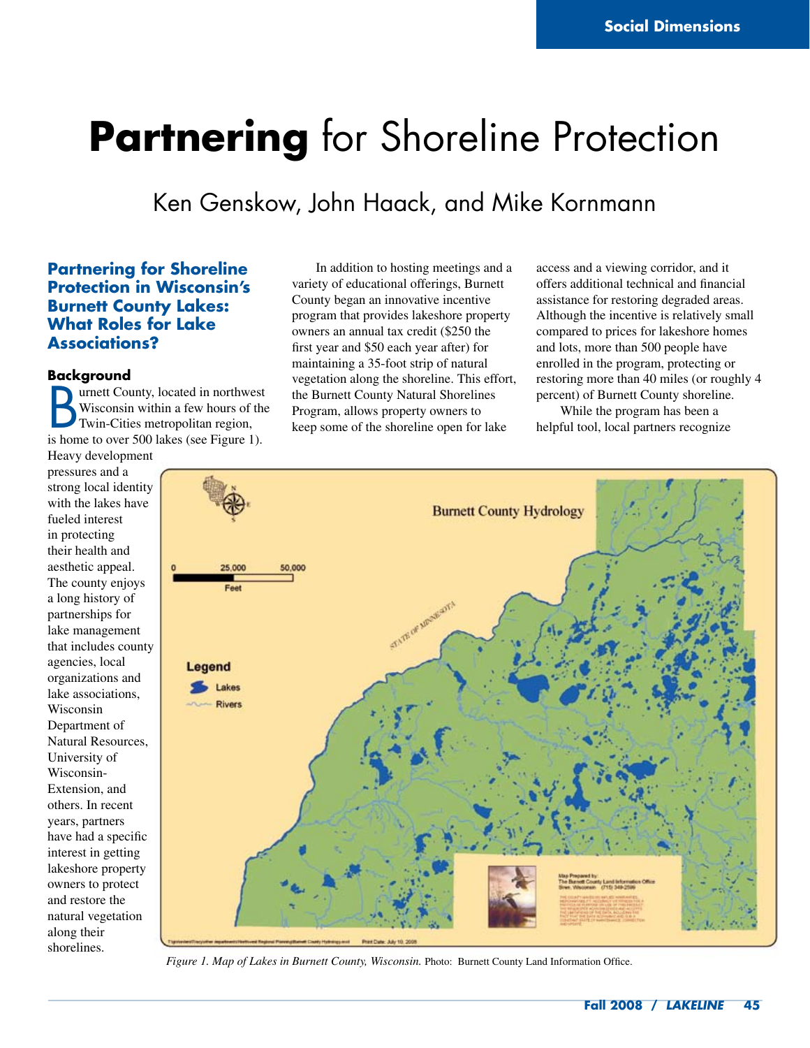# **Partnering** for Shoreline Protection

Ken Genskow, John Haack, and Mike Kornmann

## Partnering for Shoreline Protection in Wisconsin's Burnett County Lakes: What Roles for Lake Associations?

### Background

Burnett County, located in northwest Wisconsin within a few hours of the Twin-Cities metropolitan region, is home to over 500 lakes (see Figure 1). Heavy development pressures and a strong local identity with the lakes have fueled interest in protecting their health and aesthetic appeal. The county enjoys a long history of partnerships for lake management that includes county agencies, local organizations and lake associations, Wisconsin Department of Natural Resources, University of Wisconsin-Extension, and others. In recent years, partners have had a specific interest in getting lakeshore property owners to protect and restore the natural vegetation along their shorelines.

In addition to hosting meetings and a variety of educational offerings, Burnett County began an innovative incentive program that provides lakeshore property owners an annual tax credit ($250 the first year and $50 each year after) for maintaining a 35-foot strip of natural vegetation along the shoreline. This effort, the Burnett County Natural Shorelines Program, allows property owners to keep some of the shoreline open for lake access and a viewing corridor, and it offers additional technical and financial assistance for restoring degraded areas. Although the incentive is relatively small compared to prices for lakeshore homes and lots, more than 500 people have enrolled in the program, protecting or restoring more than 40 miles (or roughly 4 percent) of Burnett County shoreline.

While the program has been a helpful tool, local partners recognize

*Figure 1. Map of Lakes in Burnett County, Wisconsin.* Photo: Burnett County Land Information Office.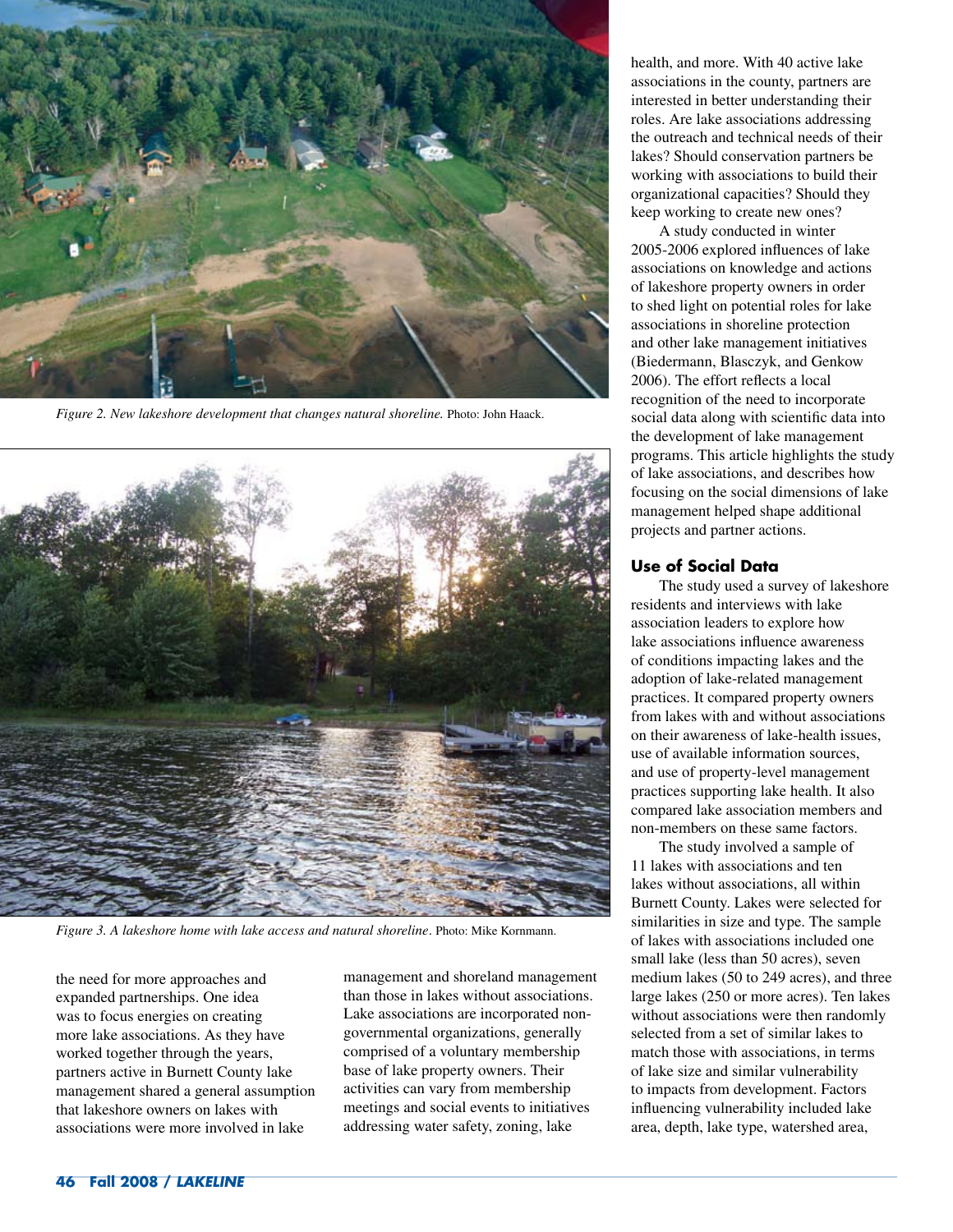*Figure 2. New lakeshore development that changes natural shoreline.* Photo: John Haack.

*Figure 3. A lakeshore home with lake access and natural shoreline.* Photo: Mike Kornmann.

the need for more approaches and expanded partnerships. One idea was to focus energies on creating more lake associations. As they have worked together through the years, partners active in Burnett County lake management shared a general assumption that lakeshore owners on lakes with associations were more involved in lake management and shoreland management than those in lakes without associations. Lake associations are incorporated non-governmental organizations, generally comprised of a voluntary membership base of lake property owners. Their activities can vary from membership meetings and social events to initiatives addressing water safety, zoning, lake health, and more. With 40 active lake associations in the county, partners are interested in better understanding their roles. Are lake associations addressing the outreach and technical needs of their lakes? Should conservation partners be working with associations to build their organizational capacities? Should they keep working to create new ones?

A study conducted in winter 2005-2006 explored influences of lake associations on knowledge and actions of lakeshore property owners in order to shed light on potential roles for lake associations in shoreline protection and other lake management initiatives (Biedermann, Blasczyk, and Genkow 2006). The effort reflects a local recognition of the need to incorporate social data along with scientific data into the development of lake management programs. This article highlights the study of lake associations, and describes how focusing on the social dimensions of lake management helped shape additional projects and partner actions.

## Use of Social Data

The study used a survey of lakeshore residents and interviews with lake association leaders to explore how lake associations influence awareness of conditions impacting lakes and the adoption of lake-related management practices. It compared property owners from lakes with and without associations on their awareness of lake-health issues, use of available information sources, and use of property-level management practices supporting lake health. It also compared lake association members and non-members on these same factors.

The study involved a sample of 11 lakes with associations and ten lakes without associations, all within Burnett County. Lakes were selected for similarities in size and type. The sample of lakes with associations included one small lake (less than 50 acres), seven medium lakes (50 to 249 acres), and three large lakes (250 or more acres). Ten lakes without associations were then randomly selected from a set of similar lakes to match those with associations, in terms of lake size and similar vulnerability to impacts from development. Factors influencing vulnerability included lake area, depth, lake type, watershed area,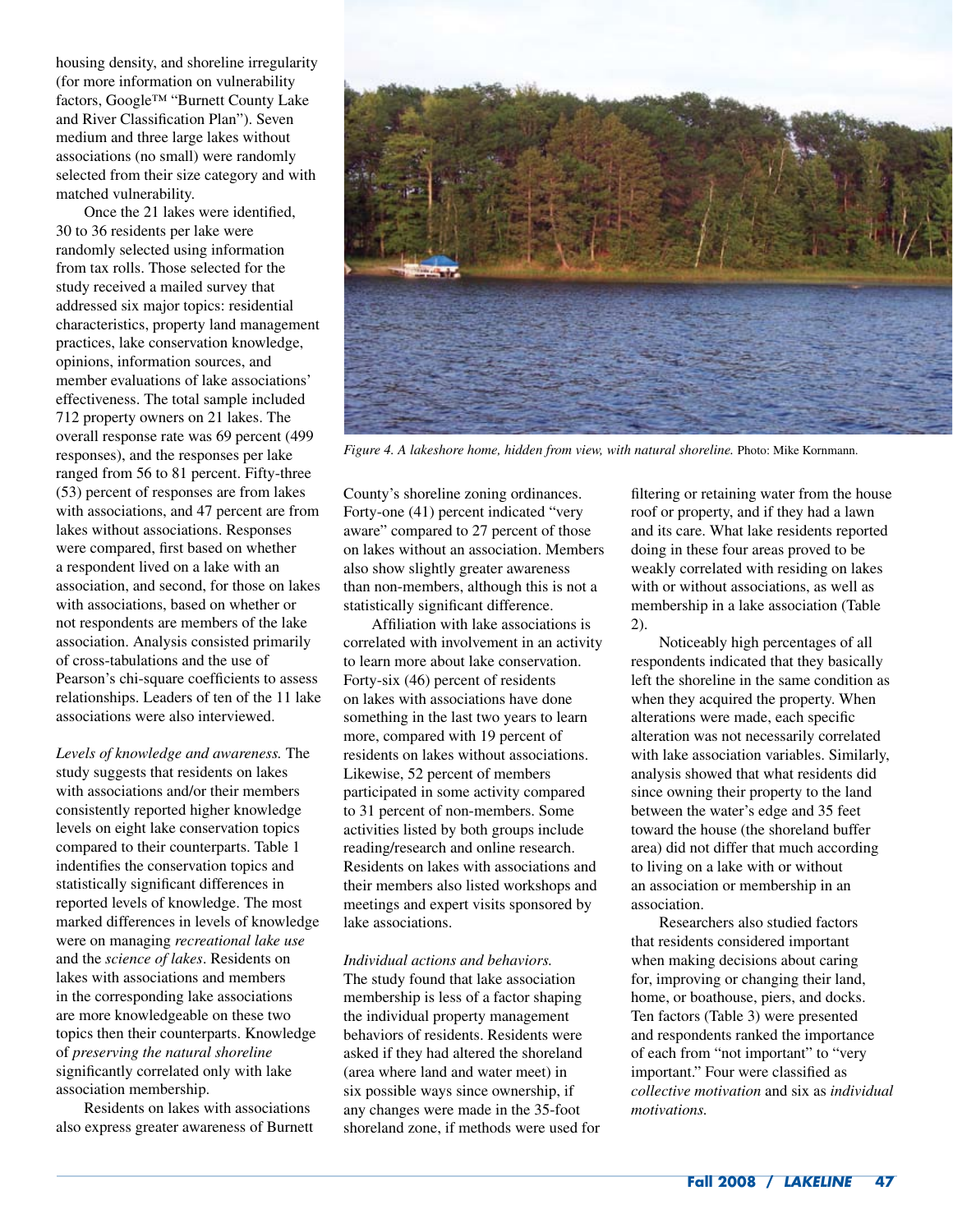housing density, and shoreline irregularity (for more information on vulnerability factors, Google™ "Burnett County Lake and River Classification Plan"). Seven medium and three large lakes without associations (no small) were randomly selected from their size category and with matched vulnerability.

Once the 21 lakes were identified, 30 to 36 residents per lake were randomly selected using information from tax rolls. Those selected for the study received a mailed survey that addressed six major topics: residential characteristics, property land management practices, lake conservation knowledge, opinions, information sources, and member evaluations of lake associations' effectiveness. The total sample included 712 property owners on 21 lakes. The overall response rate was 69 percent (499 responses), and the responses per lake ranged from 56 to 81 percent. Fifty-three (53) percent of responses are from lakes with associations, and 47 percent are from lakes without associations. Responses were compared, first based on whether a respondent lived on a lake with an association, and second, for those on lakes with associations, based on whether or not respondents are members of the lake association. Analysis consisted primarily of cross-tabulations and the use of Pearson's chi-square coefficients to assess relationships. Leaders of ten of the 11 lake associations were also interviewed.

*Levels of knowledge and awareness.* The study suggests that residents on lakes with associations and/or their members consistently reported higher knowledge levels on eight lake conservation topics compared to their counterparts. Table 1 indentifies the conservation topics and statistically significant differences in reported levels of knowledge. The most marked differences in levels of knowledge were on managing *recreational lake use* and the *science of lakes*. Residents on lakes with associations and members in the corresponding lake associations are more knowledgeable on these two topics then their counterparts. Knowledge of *preserving the natural shoreline* significantly correlated only with lake association membership.

Residents on lakes with associations also express greater awareness of Burnett County's shoreline zoning ordinances. Forty-one (41) percent indicated "very aware" compared to 27 percent of those on lakes without an association. Members also show slightly greater awareness than non-members, although this is not a statistically significant difference.

Affiliation with lake associations is correlated with involvement in an activity to learn more about lake conservation. Forty-six (46) percent of residents on lakes with associations have done something in the last two years to learn more, compared with 19 percent of residents on lakes without associations. Likewise, 52 percent of members participated in some activity compared to 31 percent of non-members. Some activities listed by both groups include reading/research and online research. Residents on lakes with associations and their members also listed workshops and meetings and expert visits sponsored by lake associations.

*Individual actions and behaviors.* The study found that lake association membership is less of a factor shaping the individual property management behaviors of residents. Residents were asked if they had altered the shoreland (area where land and water meet) in six possible ways since ownership, if any changes were made in the 35-foot shoreland zone, if methods were used for filtering or retaining water from the house roof or property, and if they had a lawn and its care. What lake residents reported doing in these four areas proved to be weakly correlated with residing on lakes with or without associations, as well as membership in a lake association (Table 2).

Noticeably high percentages of all respondents indicated that they basically left the shoreline in the same condition as when they acquired the property. When alterations were made, each specific alteration was not necessarily correlated with lake association variables. Similarly, analysis showed that what residents did since owning their property to the land between the water's edge and 35 feet toward the house (the shoreland buffer area) did not differ that much according to living on a lake with or without an association or membership in an association.

Researchers also studied factors that residents considered important when making decisions about caring for, improving or changing their land, home, or boathouse, piers, and docks. Ten factors (Table 3) were presented and respondents ranked the importance of each from "not important" to "very important." Four were classified as *collective motivation* and six as *individual motivations.*

*Figure 4. A lakeshore home, hidden from view, with natural shoreline.* Photo: Mike Kornmann.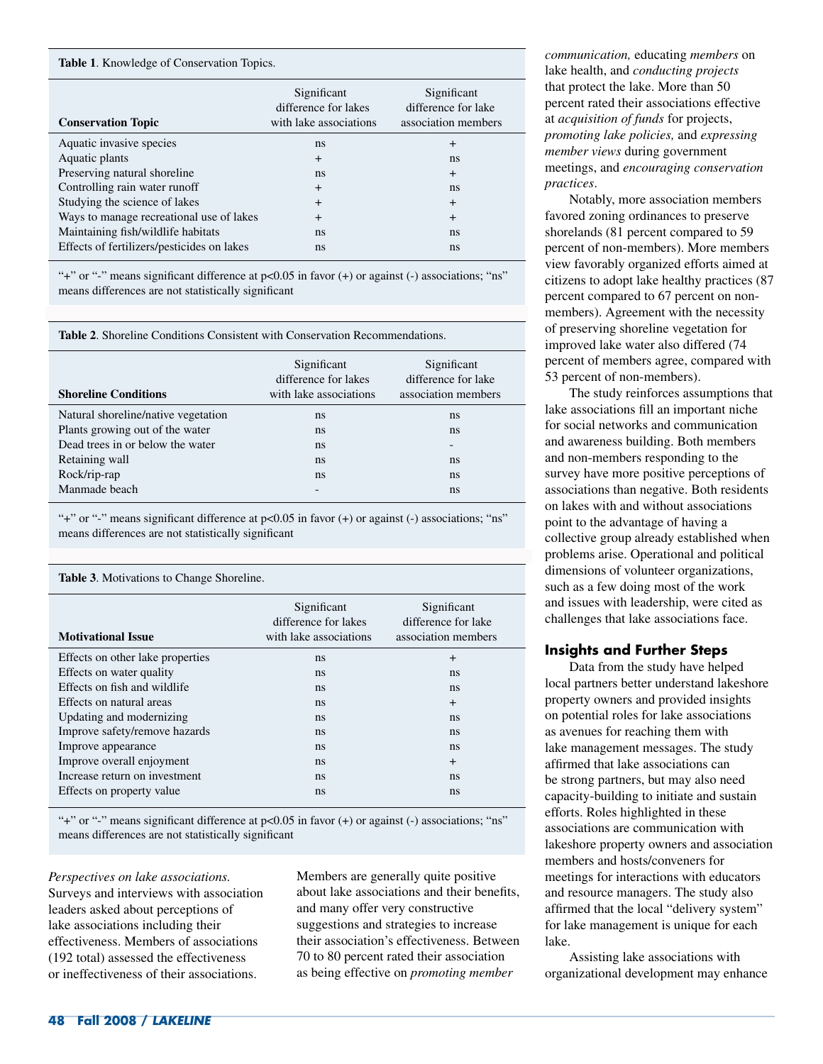**Table 1**. Knowledge of Conservation Topics.

| Conservation Topic | Significant difference for lakes with lake associations | Significant difference for lake association members |
|---|---|---|
| Aquatic invasive species | ns | + |
| Aquatic plants | + | ns |
| Preserving natural shoreline | ns | + |
| Controlling rain water runoff | + | ns |
| Studying the science of lakes | + | + |
| Ways to manage recreational use of lakes | + | + |
| Maintaining fish/wildlife habitats | ns | ns |
| Effects of fertilizers/pesticides on lakes | ns | ns |

"+" or "-" means significant difference at $p<0.05$ in favor (+) or against (-) associations; "ns" means differences are not statistically significant

**Table 2**. Shoreline Conditions Consistent with Conservation Recommendations.

| Shoreline Conditions | Significant difference for lakes with lake associations | Significant difference for lake association members |
|---|---|---|
| Natural shoreline/native vegetation | ns | ns |
| Plants growing out of the water | ns | ns |
| Dead trees in or below the water | ns | - |
| Retaining wall | ns | ns |
| Rock/rip-rap | ns | ns |
| Manmade beach | - | ns |

"+" or "-" means significant difference at $p<0.05$ in favor (+) or against (-) associations; "ns" means differences are not statistically significant

**Table 3**. Motivations to Change Shoreline.

| Motivational Issue | Significant difference for lakes with lake associations | Significant difference for lake association members |
|---|---|---|
| Effects on other lake properties | ns | + |
| Effects on water quality | ns | ns |
| Effects on fish and wildlife | ns | ns |
| Effects on natural areas | ns | + |
| Updating and modernizing | ns | ns |
| Improve safety/remove hazards | ns | ns |
| Improve appearance | ns | ns |
| Improve overall enjoyment | ns | + |
| Increase return on investment | ns | ns |
| Effects on property value | ns | ns |

"+" or "-" means significant difference at $p<0.05$ in favor (+) or against (-) associations; "ns" means differences are not statistically significant

*Perspectives on lake associations.* Surveys and interviews with association leaders asked about perceptions of lake associations including their effectiveness. Members of associations (192 total) assessed the effectiveness or ineffectiveness of their associations. Members are generally quite positive about lake associations and their benefits, and many offer very constructive suggestions and strategies to increase their association's effectiveness. Between 70 to 80 percent rated their association as being effective on *promoting member communication,* educating *members* on lake health, and *conducting projects* that protect the lake. More than 50 percent rated their associations effective at *acquisition of funds* for projects, *promoting lake policies,* and *expressing member views* during government meetings, and *encouraging conservation practices*.

Notably, more association members favored zoning ordinances to preserve shorelands (81 percent compared to 59 percent of non-members). More members view favorably organized efforts aimed at citizens to adopt lake healthy practices (87 percent compared to 67 percent on non-members). Agreement with the necessity of preserving shoreline vegetation for improved lake water also differed (74 percent of members agree, compared with 53 percent of non-members).

The study reinforces assumptions that lake associations fill an important niche for social networks and communication and awareness building. Both members and non-members responding to the survey have more positive perceptions of associations than negative. Both residents on lakes with and without associations point to the advantage of having a collective group already established when problems arise. Operational and political dimensions of volunteer organizations, such as a few doing most of the work and issues with leadership, were cited as challenges that lake associations face.

## Insights and Further Steps

Data from the study have helped local partners better understand lakeshore property owners and provided insights on potential roles for lake associations as avenues for reaching them with lake management messages. The study affirmed that lake associations can be strong partners, but may also need capacity-building to initiate and sustain efforts. Roles highlighted in these associations are communication with lakeshore property owners and association members and hosts/conveners for meetings for interactions with educators and resource managers. The study also affirmed that the local "delivery system" for lake management is unique for each lake.

Assisting lake associations with organizational development may enhance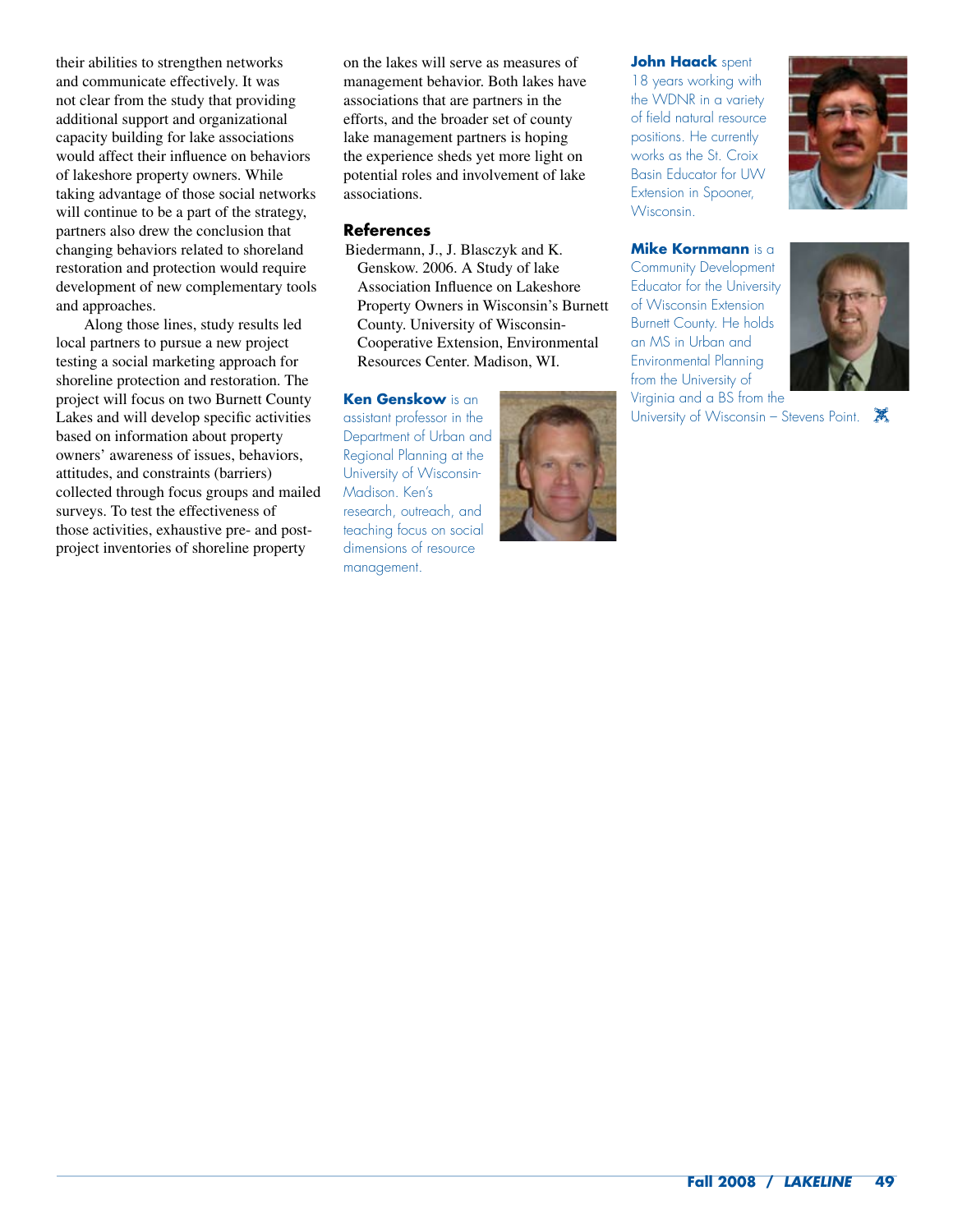their abilities to strengthen networks and communicate effectively. It was not clear from the study that providing additional support and organizational capacity building for lake associations would affect their influence on behaviors of lakeshore property owners. While taking advantage of those social networks will continue to be a part of the strategy, partners also drew the conclusion that changing behaviors related to shoreland restoration and protection would require development of new complementary tools and approaches.

Along those lines, study results led local partners to pursue a new project testing a social marketing approach for shoreline protection and restoration. The project will focus on two Burnett County Lakes and will develop specific activities based on information about property owners' awareness of issues, behaviors, attitudes, and constraints (barriers) collected through focus groups and mailed surveys. To test the effectiveness of those activities, exhaustive pre- and post-project inventories of shoreline property on the lakes will serve as measures of management behavior. Both lakes have associations that are partners in the efforts, and the broader set of county lake management partners is hoping the experience sheds yet more light on potential roles and involvement of lake associations.

## References

Biedermann, J., J. Blasczyk and K. Genskow. 2006. A Study of lake Association Influence on Lakeshore Property Owners in Wisconsin's Burnett County. University of Wisconsin-Cooperative Extension, Environmental Resources Center. Madison, WI.

**Ken Genskow** is an assistant professor in the Department of Urban and Regional Planning at the University of Wisconsin-Madison. Ken's research, outreach, and teaching focus on social dimensions of resource management.

**John Haack** spent 18 years working with the WDNR in a variety of field natural resource positions. He currently works as the St. Croix Basin Educator for UW Extension in Spooner, Wisconsin.

**Mike Kornmann** is a Community Development Educator for the University of Wisconsin Extension Burnett County. He holds an MS in Urban and Environmental Planning from the University of Virginia and a BS from the University of Wisconsin – Stevens Point.